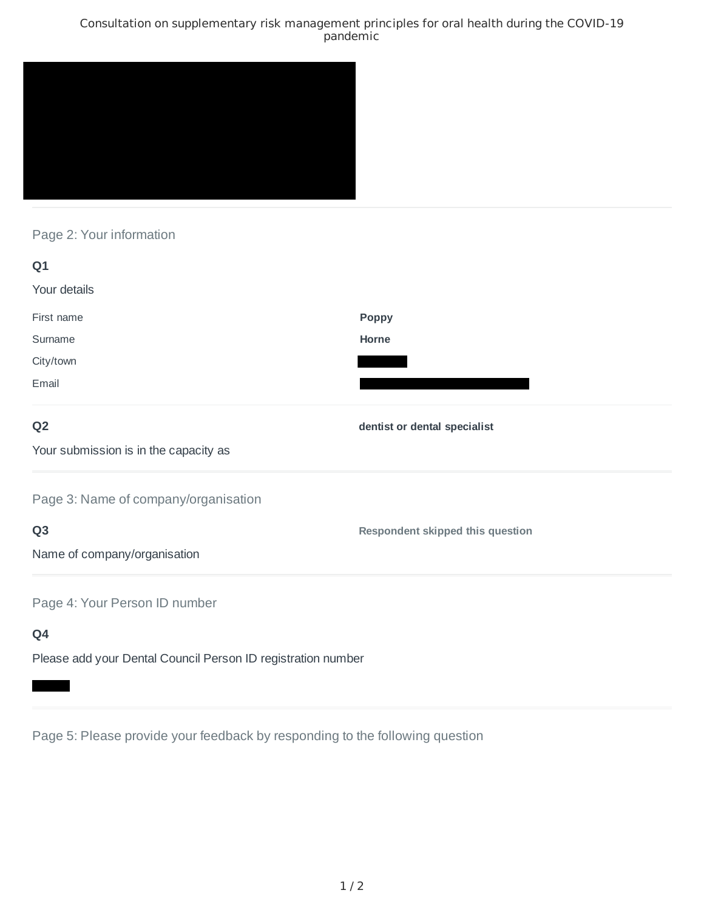## Page 2: Your information

### Q1

Your details

| | |
|---|---|
| First name | **Poppy** |
| Surname | **Horne** |
| City/town | |
| Email | |

### Q2

Your submission is in the capacity as

**dentist or dental specialist**

## Page 3: Name of company/organisation

### Q3

Name of company/organisation

**Respondent skipped this question**

## Page 4: Your Person ID number

### Q4

Please add your Dental Council Person ID registration number

## Page 5: Please provide your feedback by responding to the following question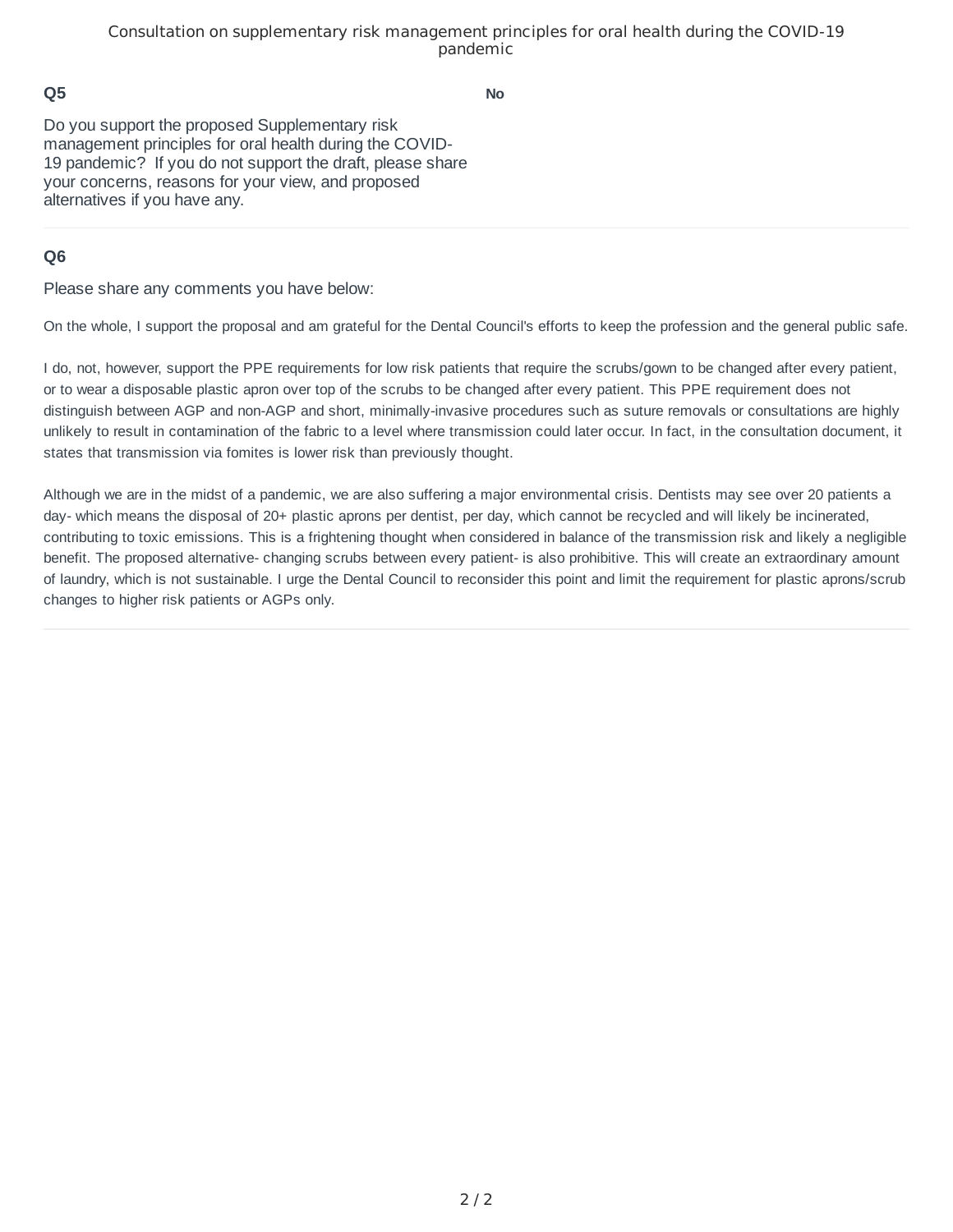### Q5

Do you support the proposed Supplementary risk management principles for oral health during the COVID-19 pandemic? If you do not support the draft, please share your concerns, reasons for your view, and proposed alternatives if you have any.

**No**

### Q6

Please share any comments you have below:

On the whole, I support the proposal and am grateful for the Dental Council's efforts to keep the profession and the general public safe.

I do, not, however, support the PPE requirements for low risk patients that require the scrubs/gown to be changed after every patient, or to wear a disposable plastic apron over top of the scrubs to be changed after every patient. This PPE requirement does not distinguish between AGP and non-AGP and short, minimally-invasive procedures such as suture removals or consultations are highly unlikely to result in contamination of the fabric to a level where transmission could later occur. In fact, in the consultation document, it states that transmission via fomites is lower risk than previously thought.

Although we are in the midst of a pandemic, we are also suffering a major environmental crisis. Dentists may see over 20 patients a day- which means the disposal of 20+ plastic aprons per dentist, per day, which cannot be recycled and will likely be incinerated, contributing to toxic emissions. This is a frightening thought when considered in balance of the transmission risk and likely a negligible benefit. The proposed alternative- changing scrubs between every patient- is also prohibitive. This will create an extraordinary amount of laundry, which is not sustainable. I urge the Dental Council to reconsider this point and limit the requirement for plastic aprons/scrub changes to higher risk patients or AGPs only.